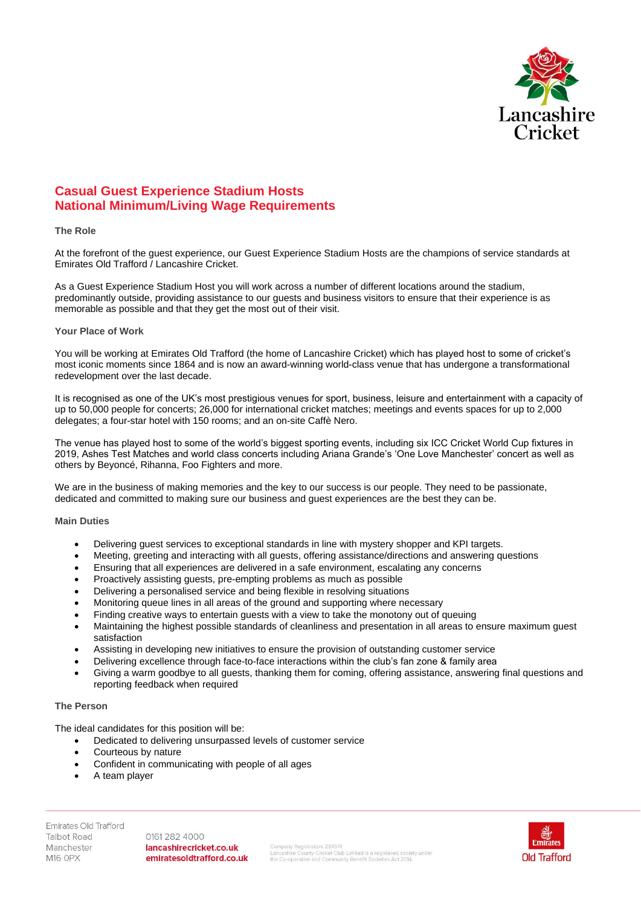# Casual Guest Experience Stadium Hosts
# National Minimum/Living Wage Requirements

### The Role

At the forefront of the guest experience, our Guest Experience Stadium Hosts are the champions of service standards at Emirates Old Trafford / Lancashire Cricket.

As a Guest Experience Stadium Host you will work across a number of different locations around the stadium, predominantly outside, providing assistance to our guests and business visitors to ensure that their experience is as memorable as possible and that they get the most out of their visit.

### Your Place of Work

You will be working at Emirates Old Trafford (the home of Lancashire Cricket) which has played host to some of cricket's most iconic moments since 1864 and is now an award-winning world-class venue that has undergone a transformational redevelopment over the last decade.

It is recognised as one of the UK's most prestigious venues for sport, business, leisure and entertainment with a capacity of up to 50,000 people for concerts; 26,000 for international cricket matches; meetings and events spaces for up to 2,000 delegates; a four-star hotel with 150 rooms; and an on-site Caffè Nero.

The venue has played host to some of the world's biggest sporting events, including six ICC Cricket World Cup fixtures in 2019, Ashes Test Matches and world class concerts including Ariana Grande's 'One Love Manchester' concert as well as others by Beyoncé, Rihanna, Foo Fighters and more.

We are in the business of making memories and the key to our success is our people. They need to be passionate, dedicated and committed to making sure our business and guest experiences are the best they can be.

### Main Duties

- Delivering guest services to exceptional standards in line with mystery shopper and KPI targets.
- Meeting, greeting and interacting with all guests, offering assistance/directions and answering questions
- Ensuring that all experiences are delivered in a safe environment, escalating any concerns
- Proactively assisting guests, pre-empting problems as much as possible
- Delivering a personalised service and being flexible in resolving situations
- Monitoring queue lines in all areas of the ground and supporting where necessary
- Finding creative ways to entertain guests with a view to take the monotony out of queuing
- Maintaining the highest possible standards of cleanliness and presentation in all areas to ensure maximum guest satisfaction
- Assisting in developing new initiatives to ensure the provision of outstanding customer service
- Delivering excellence through face-to-face interactions within the club's fan zone & family area
- Giving a warm goodbye to all guests, thanking them for coming, offering assistance, answering final questions and reporting feedback when required

### The Person

The ideal candidates for this position will be:

- Dedicated to delivering unsurpassed levels of customer service
- Courteous by nature
- Confident in communicating with people of all ages
- A team player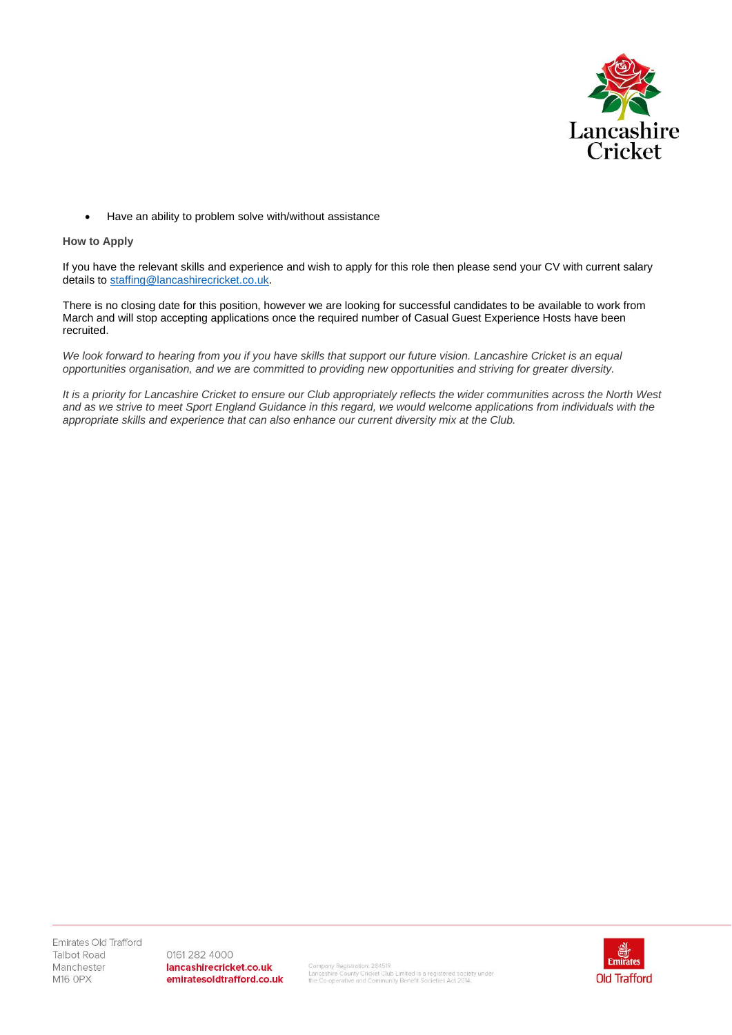- Have an ability to problem solve with/without assistance

**How to Apply**

If you have the relevant skills and experience and wish to apply for this role then please send your CV with current salary details to staffing@lancashirecricket.co.uk.

There is no closing date for this position, however we are looking for successful candidates to be available to work from March and will stop accepting applications once the required number of Casual Guest Experience Hosts have been recruited.

*We look forward to hearing from you if you have skills that support our future vision. Lancashire Cricket is an equal opportunities organisation, and we are committed to providing new opportunities and striving for greater diversity.*

*It is a priority for Lancashire Cricket to ensure our Club appropriately reflects the wider communities across the North West and as we strive to meet Sport England Guidance in this regard, we would welcome applications from individuals with the appropriate skills and experience that can also enhance our current diversity mix at the Club.*